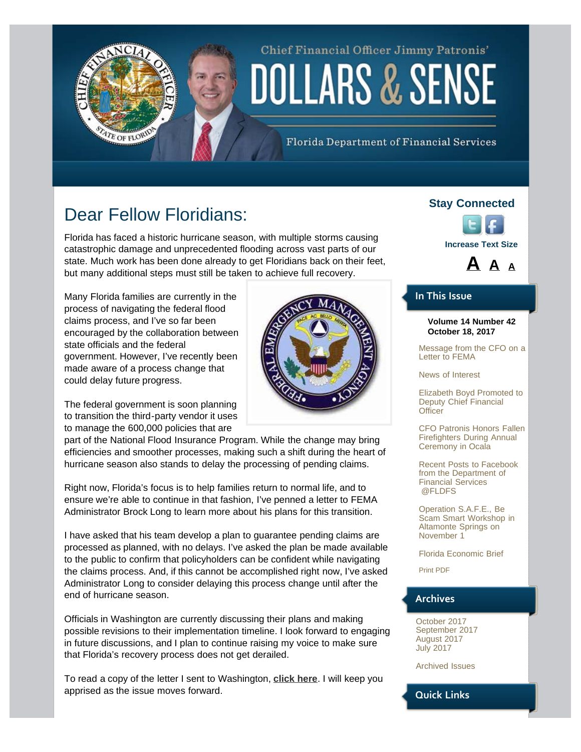Chief Financial Officer Jimmy Patronis'

# DOLLARS & SENSE

Florida Department of Financial Services

# Dear Fellow Floridians:

Florida has faced a historic hurricane season, with multiple storms causing catastrophic damage and unprecedented flooding across vast parts of our state. Much work has been done already to get Floridians back on their feet, but many additional steps must still be taken to achieve full recovery.

Many Florida families are currently in the process of navigating the federal flood claims process, and I've so far been encouraged by the collaboration between state officials and the federal government. However, I've recently been made aware of a process change that could delay future progress.

The federal government is soon planning to transition the third-party vendor it uses to manage the 600,000 policies that are part of the National Flood Insurance Program. While the change may bring efficiencies and smoother processes, making such a shift during the heart of hurricane season also stands to delay the processing of pending claims.

Right now, Florida's focus is to help families return to normal life, and to ensure we're able to continue in that fashion, I've penned a letter to FEMA Administrator Brock Long to learn more about his plans for this transition.

I have asked that his team develop a plan to guarantee pending claims are processed as planned, with no delays. I've asked the plan be made available to the public to confirm that policyholders can be confident while navigating the claims process. And, if this cannot be accomplished right now, I've asked Administrator Long to consider delaying this process change until after the end of hurricane season.

Officials in Washington are currently discussing their plans and making possible revisions to their implementation timeline. I look forward to engaging in future discussions, and I plan to continue raising my voice to make sure that Florida's recovery process does not get derailed.

To read a copy of the letter I sent to Washington, **click here**. I will keep you apprised as the issue moves forward.

## Stay Connected

Increase Text Size

**A** A A

## In This Issue

**Volume 14 Number 42**
**October 18, 2017**

Message from the CFO on a Letter to FEMA

News of Interest

Elizabeth Boyd Promoted to Deputy Chief Financial Officer

CFO Patronis Honors Fallen Firefighters During Annual Ceremony in Ocala

Recent Posts to Facebook from the Department of Financial Services @FLDFS

Operation S.A.F.E., Be Scam Smart Workshop in Altamonte Springs on November 1

Florida Economic Brief

Print PDF

## Archives

October 2017
September 2017
August 2017
July 2017

Archived Issues

## Quick Links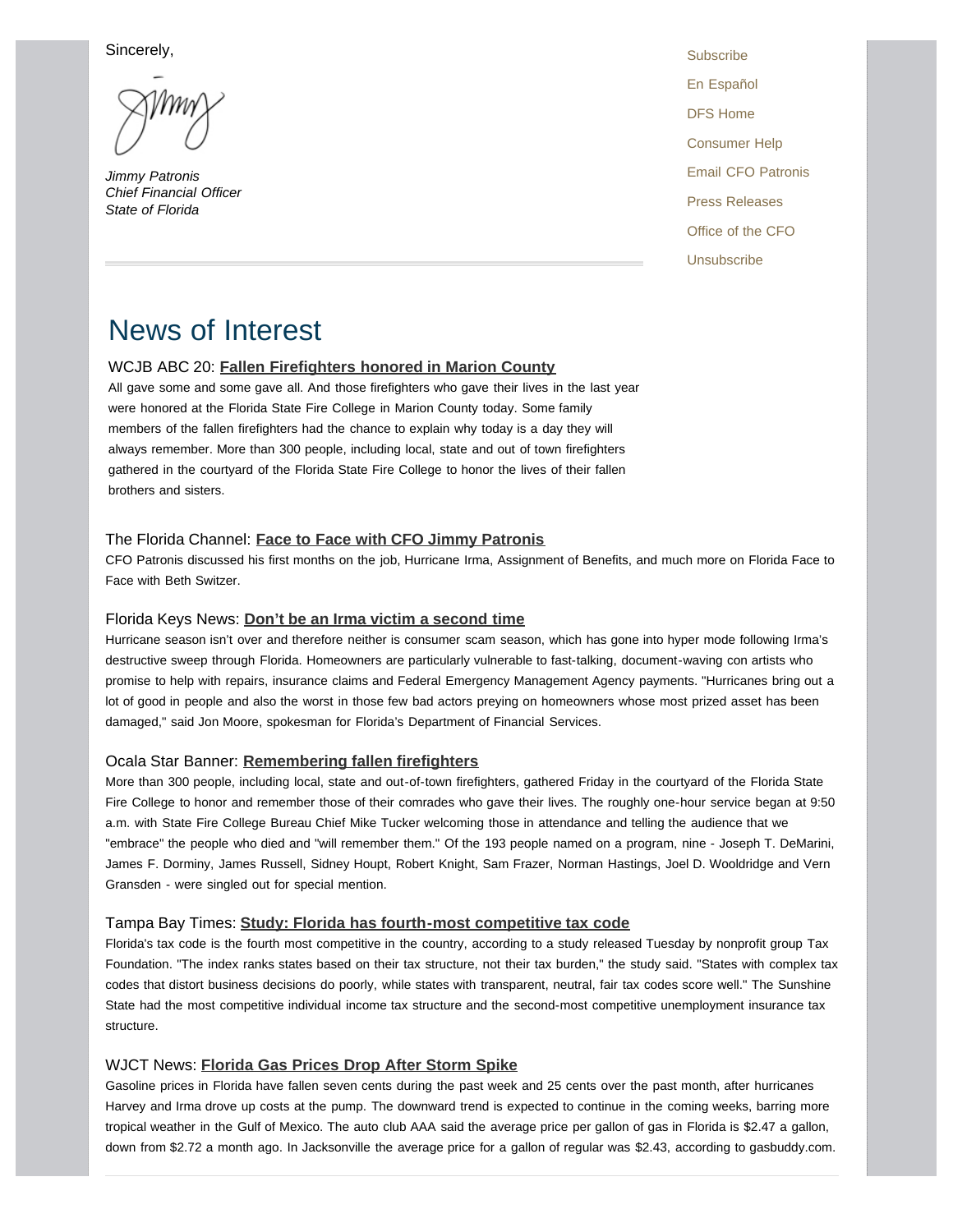Sincerely,

*Jimmy Patronis*
*Chief Financial Officer*
*State of Florida*

- Subscribe
- En Español
- DFS Home
- Consumer Help
- Email CFO Patronis
- Press Releases
- Office of the CFO
- Unsubscribe

# News of Interest

### WCJB ABC 20: **Fallen Firefighters honored in Marion County**

All gave some and some gave all. And those firefighters who gave their lives in the last year were honored at the Florida State Fire College in Marion County today. Some family members of the fallen firefighters had the chance to explain why today is a day they will always remember. More than 300 people, including local, state and out of town firefighters gathered in the courtyard of the Florida State Fire College to honor the lives of their fallen brothers and sisters.

### The Florida Channel: **Face to Face with CFO Jimmy Patronis**

CFO Patronis discussed his first months on the job, Hurricane Irma, Assignment of Benefits, and much more on Florida Face to Face with Beth Switzer.

### Florida Keys News: **Don't be an Irma victim a second time**

Hurricane season isn't over and therefore neither is consumer scam season, which has gone into hyper mode following Irma's destructive sweep through Florida. Homeowners are particularly vulnerable to fast-talking, document-waving con artists who promise to help with repairs, insurance claims and Federal Emergency Management Agency payments. "Hurricanes bring out a lot of good in people and also the worst in those few bad actors preying on homeowners whose most prized asset has been damaged," said Jon Moore, spokesman for Florida's Department of Financial Services.

### Ocala Star Banner: **Remembering fallen firefighters**

More than 300 people, including local, state and out-of-town firefighters, gathered Friday in the courtyard of the Florida State Fire College to honor and remember those of their comrades who gave their lives. The roughly one-hour service began at 9:50 a.m. with State Fire College Bureau Chief Mike Tucker welcoming those in attendance and telling the audience that we "embrace" the people who died and "will remember them." Of the 193 people named on a program, nine - Joseph T. DeMarini, James F. Dorminy, James Russell, Sidney Houpt, Robert Knight, Sam Frazer, Norman Hastings, Joel D. Wooldridge and Vern Gransden - were singled out for special mention.

### Tampa Bay Times: **Study: Florida has fourth-most competitive tax code**

Florida's tax code is the fourth most competitive in the country, according to a study released Tuesday by nonprofit group Tax Foundation. "The index ranks states based on their tax structure, not their tax burden," the study said. "States with complex tax codes that distort business decisions do poorly, while states with transparent, neutral, fair tax codes score well." The Sunshine State had the most competitive individual income tax structure and the second-most competitive unemployment insurance tax structure.

### WJCT News: **Florida Gas Prices Drop After Storm Spike**

Gasoline prices in Florida have fallen seven cents during the past week and 25 cents over the past month, after hurricanes Harvey and Irma drove up costs at the pump. The downward trend is expected to continue in the coming weeks, barring more tropical weather in the Gulf of Mexico. The auto club AAA said the average price per gallon of gas in Florida is $2.47 a gallon, down from $2.72 a month ago. In Jacksonville the average price for a gallon of regular was $2.43, according to gasbuddy.com.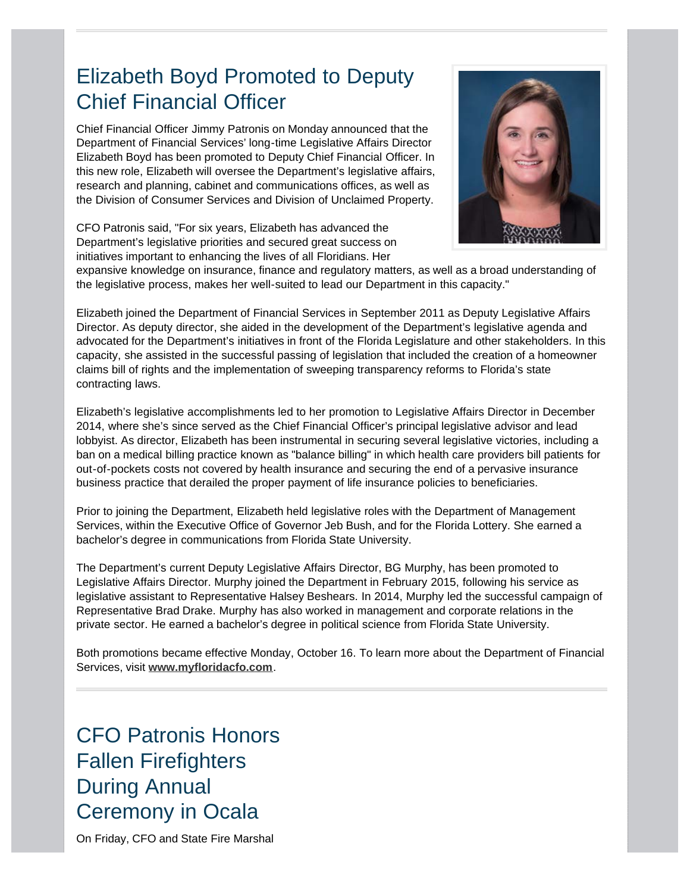## Elizabeth Boyd Promoted to Deputy Chief Financial Officer

Chief Financial Officer Jimmy Patronis on Monday announced that the Department of Financial Services' long-time Legislative Affairs Director Elizabeth Boyd has been promoted to Deputy Chief Financial Officer. In this new role, Elizabeth will oversee the Department's legislative affairs, research and planning, cabinet and communications offices, as well as the Division of Consumer Services and Division of Unclaimed Property.

CFO Patronis said, "For six years, Elizabeth has advanced the Department's legislative priorities and secured great success on initiatives important to enhancing the lives of all Floridians. Her expansive knowledge on insurance, finance and regulatory matters, as well as a broad understanding of the legislative process, makes her well-suited to lead our Department in this capacity."

Elizabeth joined the Department of Financial Services in September 2011 as Deputy Legislative Affairs Director. As deputy director, she aided in the development of the Department's legislative agenda and advocated for the Department's initiatives in front of the Florida Legislature and other stakeholders. In this capacity, she assisted in the successful passing of legislation that included the creation of a homeowner claims bill of rights and the implementation of sweeping transparency reforms to Florida's state contracting laws.

Elizabeth's legislative accomplishments led to her promotion to Legislative Affairs Director in December 2014, where she's since served as the Chief Financial Officer's principal legislative advisor and lead lobbyist. As director, Elizabeth has been instrumental in securing several legislative victories, including a ban on a medical billing practice known as "balance billing" in which health care providers bill patients for out-of-pockets costs not covered by health insurance and securing the end of a pervasive insurance business practice that derailed the proper payment of life insurance policies to beneficiaries.

Prior to joining the Department, Elizabeth held legislative roles with the Department of Management Services, within the Executive Office of Governor Jeb Bush, and for the Florida Lottery. She earned a bachelor's degree in communications from Florida State University.

The Department's current Deputy Legislative Affairs Director, BG Murphy, has been promoted to Legislative Affairs Director. Murphy joined the Department in February 2015, following his service as legislative assistant to Representative Halsey Beshears. In 2014, Murphy led the successful campaign of Representative Brad Drake. Murphy has also worked in management and corporate relations in the private sector. He earned a bachelor's degree in political science from Florida State University.

Both promotions became effective Monday, October 16. To learn more about the Department of Financial Services, visit **www.myfloridacfo.com**.

---

## CFO Patronis Honors Fallen Firefighters During Annual Ceremony in Ocala

On Friday, CFO and State Fire Marshal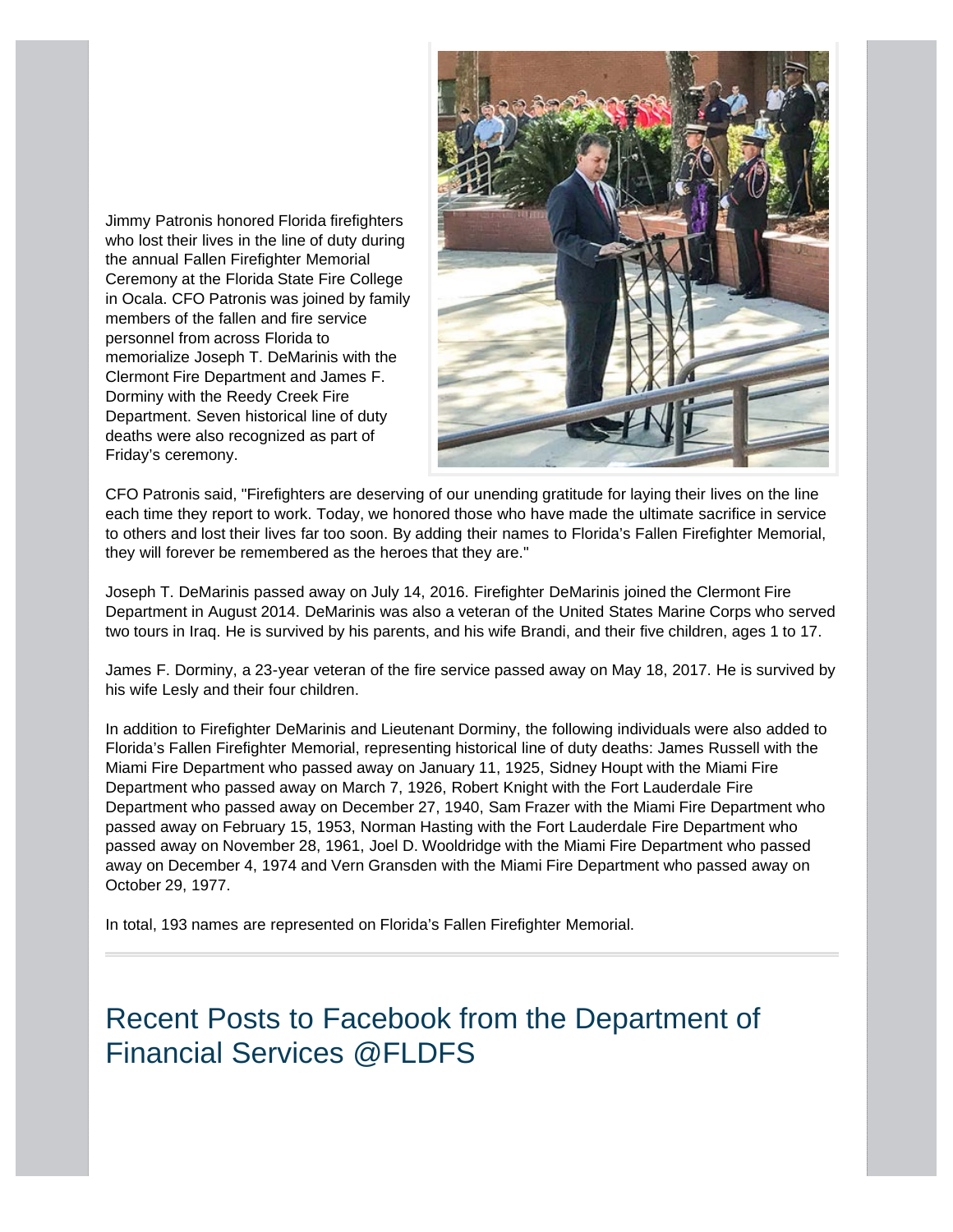Jimmy Patronis honored Florida firefighters who lost their lives in the line of duty during the annual Fallen Firefighter Memorial Ceremony at the Florida State Fire College in Ocala. CFO Patronis was joined by family members of the fallen and fire service personnel from across Florida to memorialize Joseph T. DeMarinis with the Clermont Fire Department and James F. Dorminy with the Reedy Creek Fire Department. Seven historical line of duty deaths were also recognized as part of Friday's ceremony.

CFO Patronis said, "Firefighters are deserving of our unending gratitude for laying their lives on the line each time they report to work. Today, we honored those who have made the ultimate sacrifice in service to others and lost their lives far too soon. By adding their names to Florida's Fallen Firefighter Memorial, they will forever be remembered as the heroes that they are."

Joseph T. DeMarinis passed away on July 14, 2016. Firefighter DeMarinis joined the Clermont Fire Department in August 2014. DeMarinis was also a veteran of the United States Marine Corps who served two tours in Iraq. He is survived by his parents, and his wife Brandi, and their five children, ages 1 to 17.

James F. Dorminy, a 23-year veteran of the fire service passed away on May 18, 2017. He is survived by his wife Lesly and their four children.

In addition to Firefighter DeMarinis and Lieutenant Dorminy, the following individuals were also added to Florida's Fallen Firefighter Memorial, representing historical line of duty deaths: James Russell with the Miami Fire Department who passed away on January 11, 1925, Sidney Houpt with the Miami Fire Department who passed away on March 7, 1926, Robert Knight with the Fort Lauderdale Fire Department who passed away on December 27, 1940, Sam Frazer with the Miami Fire Department who passed away on February 15, 1953, Norman Hasting with the Fort Lauderdale Fire Department who passed away on November 28, 1961, Joel D. Wooldridge with the Miami Fire Department who passed away on December 4, 1974 and Vern Gransden with the Miami Fire Department who passed away on October 29, 1977.

In total, 193 names are represented on Florida's Fallen Firefighter Memorial.

---

## Recent Posts to Facebook from the Department of Financial Services @FLDFS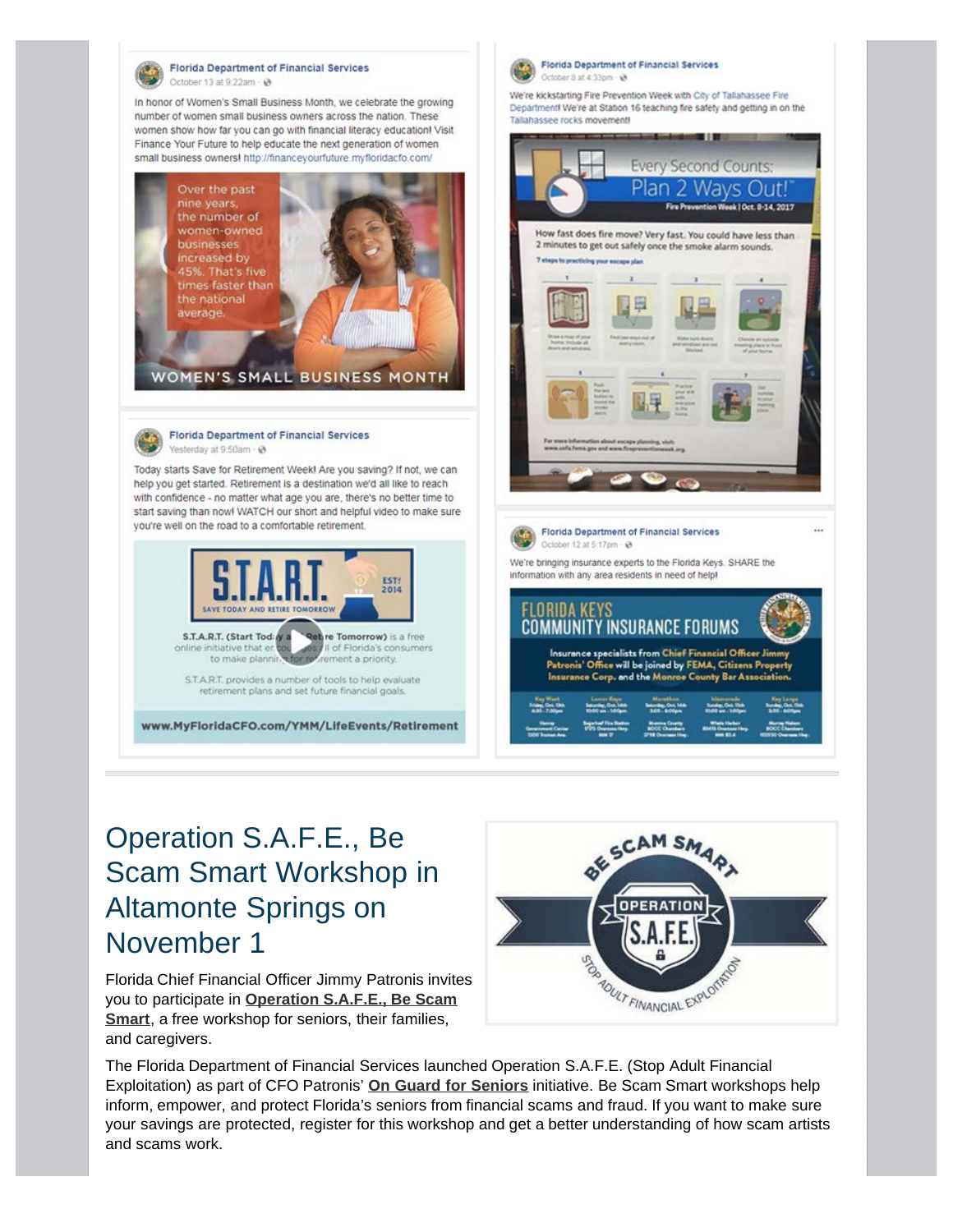**Florida Department of Financial Services**
October 13 at 9:22am

In honor of Women's Small Business Month, we celebrate the growing number of women small business owners across the nation. These women show how far you can go with financial literacy education! Visit Finance Your Future to help educate the next generation of women small business owners! http://financeyourfuture.myfloridacfo.com/

Over the past nine years, the number of women-owned businesses increased by 45%. That's five times faster than the national average.

WOMEN'S SMALL BUSINESS MONTH

**Florida Department of Financial Services**
Yesterday at 9:50am

Today starts Save for Retirement Week! Are you saving? If not, we can help you get started. Retirement is a destination we'd all like to reach with confidence - no matter what age you are, there's no better time to start saving than now! WATCH our short and helpful video to make sure you're well on the road to a comfortable retirement.

S.T.A.R.T. EST 2014
SAVE TODAY AND RETIRE TOMORROW

S.T.A.R.T. (Start Today and Retire Tomorrow) is a free online initiative that encourages all of Florida's consumers to make planning for retirement a priority.

S.T.A.R.T. provides a number of tools to help evaluate retirement plans and set future financial goals.

www.MyFloridaCFO.com/YMM/LifeEvents/Retirement

**Florida Department of Financial Services**
October 8 at 4:33pm

We're kickstarting Fire Prevention Week with City of Tallahassee Fire Department! We're at Station 16 teaching fire safety and getting in on the Tallahassee rocks movement!

Every Second Counts: Plan 2 Ways Out!
Fire Prevention Week | Oct. 8-14, 2017

How fast does fire move? Very fast. You could have less than 2 minutes to get out safely once the smoke alarm sounds.

**Florida Department of Financial Services**
October 12 at 5:17pm

We're bringing insurance experts to the Florida Keys. SHARE the information with any area residents in need of help!

FLORIDA KEYS COMMUNITY INSURANCE FORUMS

Insurance specialists from Chief Financial Officer Jimmy Patronis' Office will be joined by FEMA, Citizens Property Insurance Corp. and the Monroe County Bar Association.

---

# Operation S.A.F.E., Be Scam Smart Workshop in Altamonte Springs on November 1

Florida Chief Financial Officer Jimmy Patronis invites you to participate in **Operation S.A.F.E., Be Scam Smart**, a free workshop for seniors, their families, and caregivers.

BE SCAM SMART
OPERATION S.A.F.E.
STOP ADULT FINANCIAL EXPLOITATION

The Florida Department of Financial Services launched Operation S.A.F.E. (Stop Adult Financial Exploitation) as part of CFO Patronis' **On Guard for Seniors** initiative. Be Scam Smart workshops help inform, empower, and protect Florida's seniors from financial scams and fraud. If you want to make sure your savings are protected, register for this workshop and get a better understanding of how scam artists and scams work.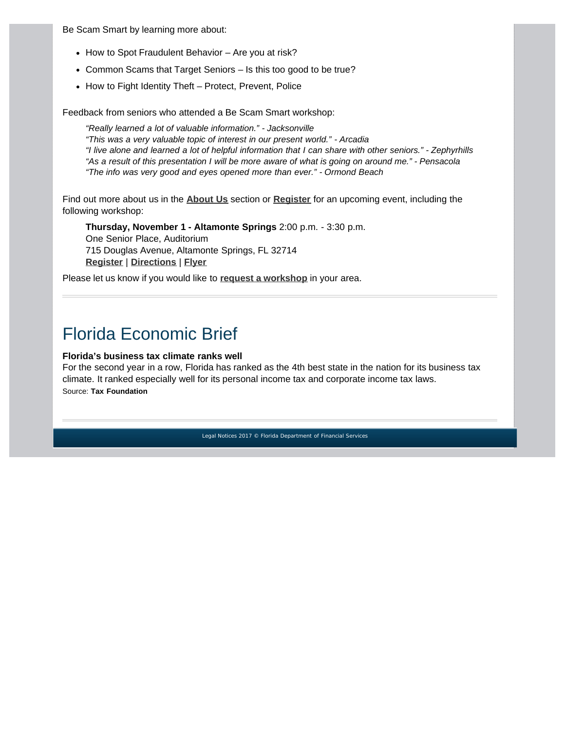Be Scam Smart by learning more about:

- How to Spot Fraudulent Behavior – Are you at risk?
- Common Scams that Target Seniors – Is this too good to be true?
- How to Fight Identity Theft – Protect, Prevent, Police

Feedback from seniors who attended a Be Scam Smart workshop:

> *"Really learned a lot of valuable information." - Jacksonville*
> *"This was a very valuable topic of interest in our present world." - Arcadia*
> *"I live alone and learned a lot of helpful information that I can share with other seniors." - Zephyrhills*
> *"As a result of this presentation I will be more aware of what is going on around me." - Pensacola*
> *"The info was very good and eyes opened more than ever." - Ormond Beach*

Find out more about us in the **About Us** section or **Register** for an upcoming event, including the following workshop:

> **Thursday, November 1 - Altamonte Springs** 2:00 p.m. - 3:30 p.m.
> One Senior Place, Auditorium
> 715 Douglas Avenue, Altamonte Springs, FL 32714
> **Register** | **Directions** | **Flyer**

Please let us know if you would like to **request a workshop** in your area.

---

# Florida Economic Brief

**Florida's business tax climate ranks well**
For the second year in a row, Florida has ranked as the 4th best state in the nation for its business tax climate. It ranked especially well for its personal income tax and corporate income tax laws.
Source: **Tax Foundation**

---

Legal Notices 2017 © Florida Department of Financial Services